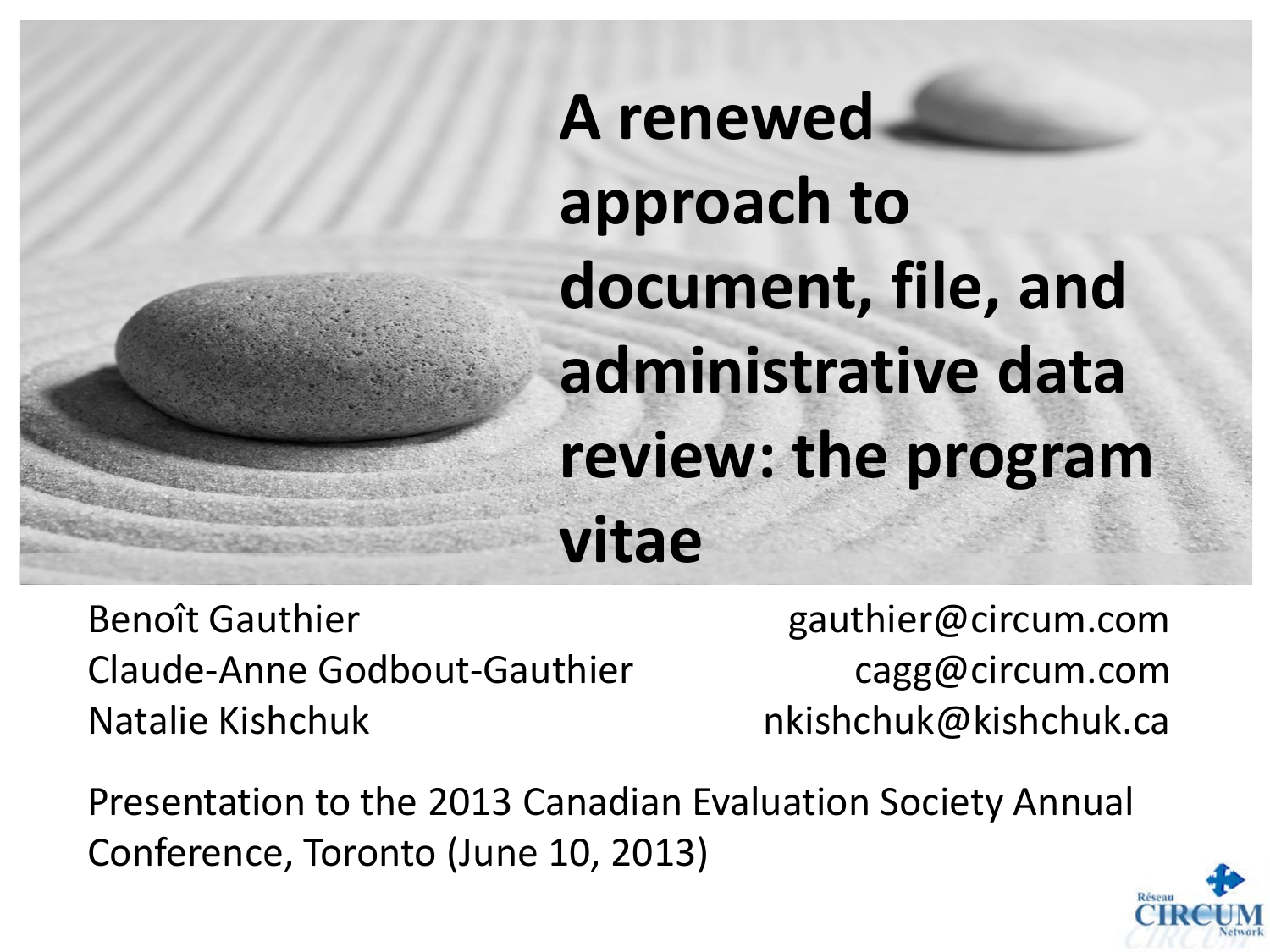# A renewed approach to document, file, and administrative data review: the program vitae

Benoît Gauthier — gauthier@circum.com
Claude-Anne Godbout-Gauthier — cagg@circum.com
Natalie Kishchuk — nkishchuk@kishchuk.ca

Presentation to the 2013 Canadian Evaluation Society Annual Conference, Toronto (June 10, 2013)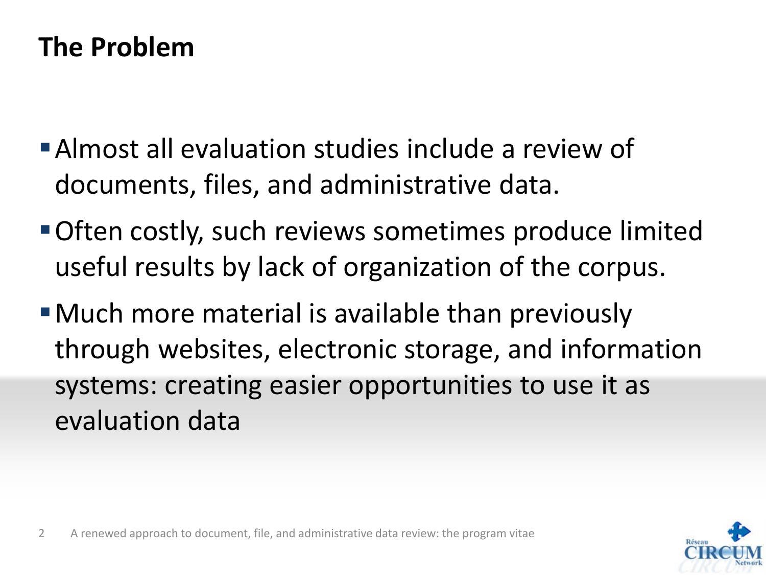# The Problem

- Almost all evaluation studies include a review of documents, files, and administrative data.
- Often costly, such reviews sometimes produce limited useful results by lack of organization of the corpus.
- Much more material is available than previously through websites, electronic storage, and information systems: creating easier opportunities to use it as evaluation data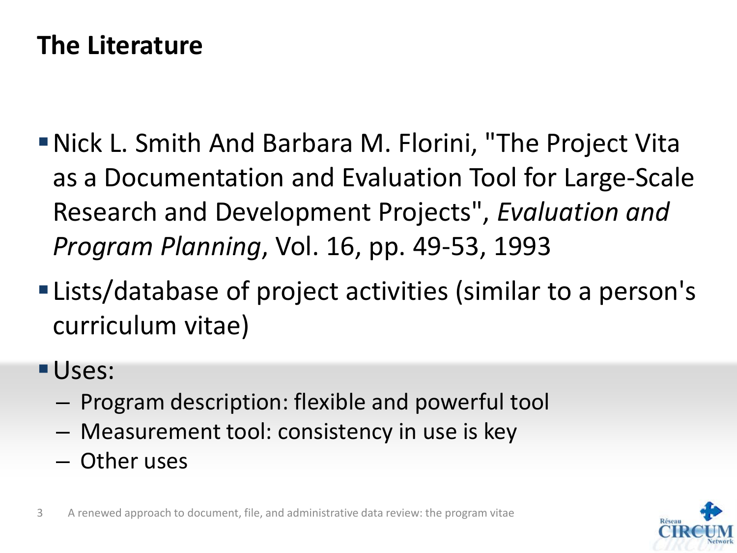# The Literature

- Nick L. Smith And Barbara M. Florini, "The Project Vita as a Documentation and Evaluation Tool for Large-Scale Research and Development Projects", *Evaluation and Program Planning*, Vol. 16, pp. 49-53, 1993
- Lists/database of project activities (similar to a person's curriculum vitae)
- Uses:
  - Program description: flexible and powerful tool
  - Measurement tool: consistency in use is key
  - Other uses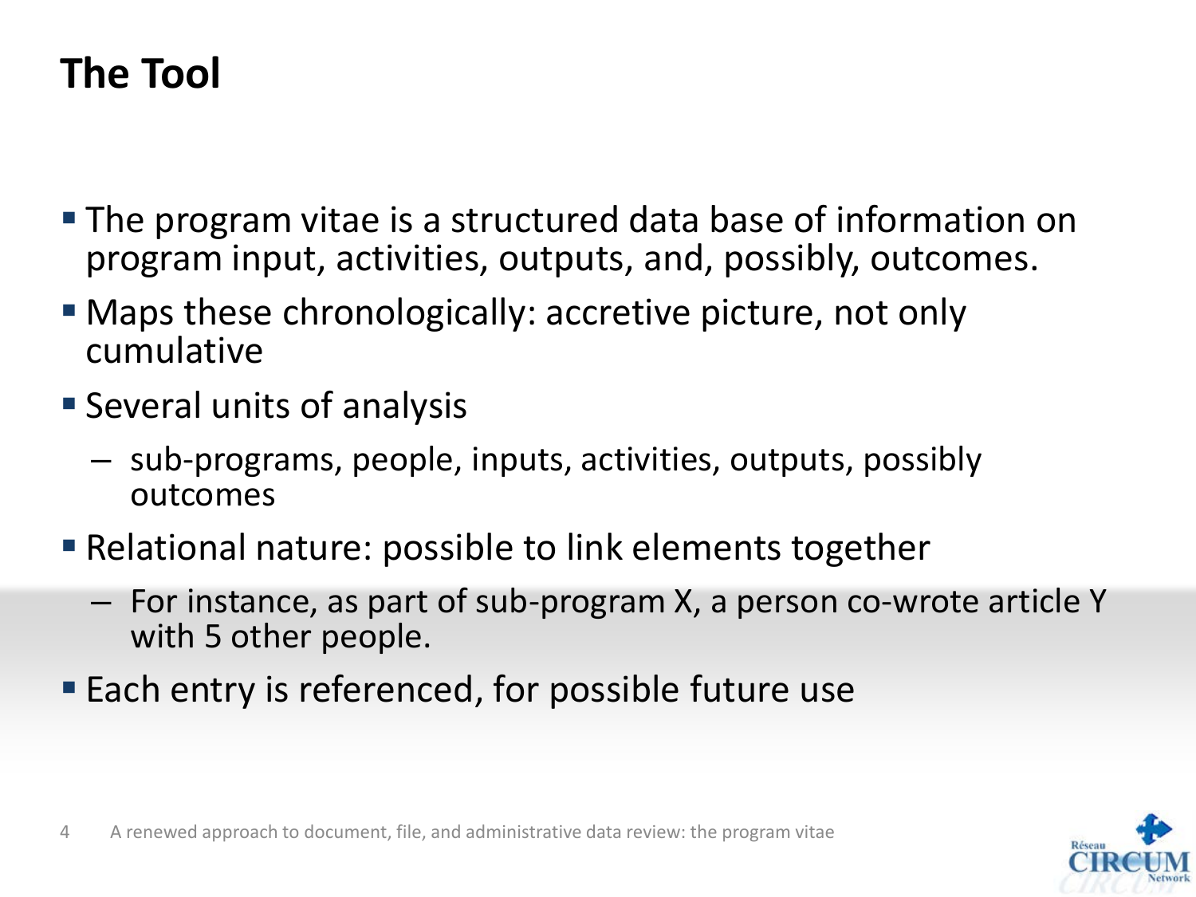# The Tool

- The program vitae is a structured data base of information on program input, activities, outputs, and, possibly, outcomes.
- Maps these chronologically: accretive picture, not only cumulative
- Several units of analysis
  - sub-programs, people, inputs, activities, outputs, possibly outcomes
- Relational nature: possible to link elements together
  - For instance, as part of sub-program X, a person co-wrote article Y with 5 other people.
- Each entry is referenced, for possible future use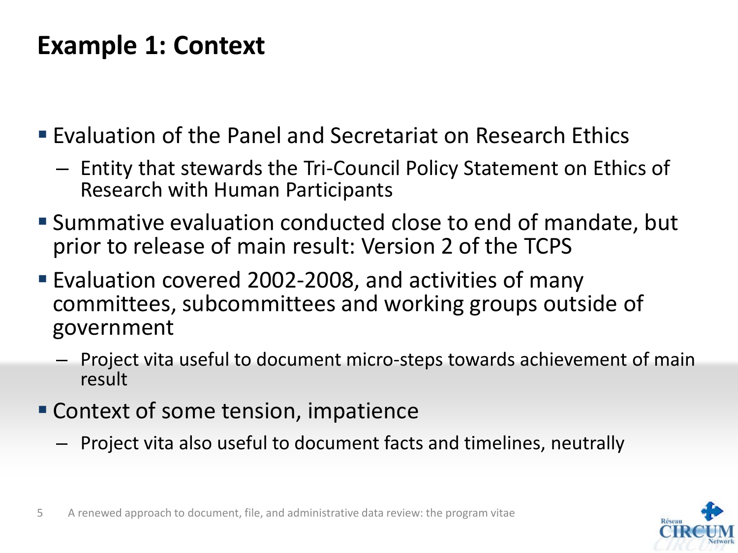# Example 1: Context

- Evaluation of the Panel and Secretariat on Research Ethics
  - Entity that stewards the Tri-Council Policy Statement on Ethics of Research with Human Participants
- Summative evaluation conducted close to end of mandate, but prior to release of main result: Version 2 of the TCPS
- Evaluation covered 2002-2008, and activities of many committees, subcommittees and working groups outside of government
  - Project vita useful to document micro-steps towards achievement of main result
- Context of some tension, impatience
  - Project vita also useful to document facts and timelines, neutrally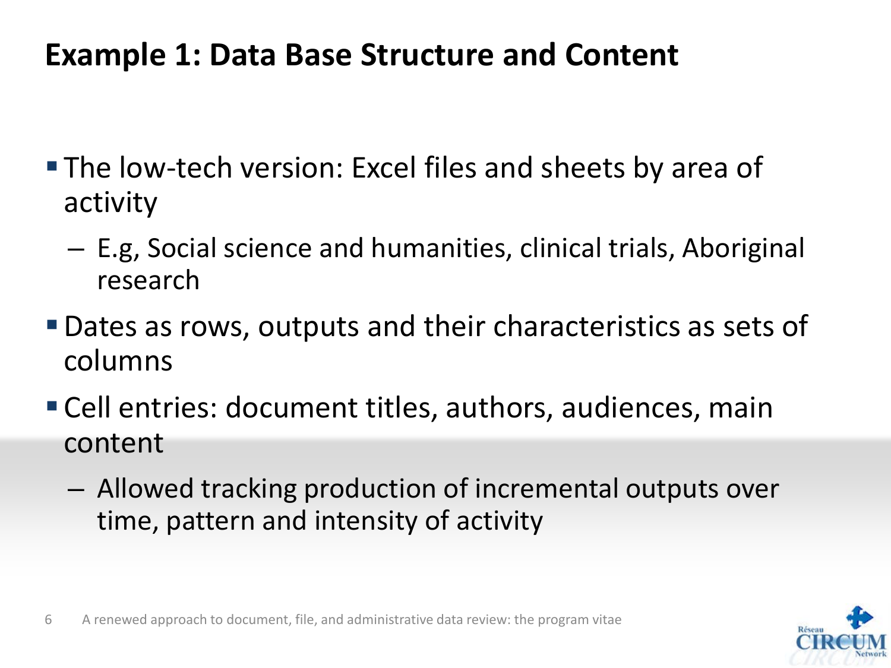# Example 1: Data Base Structure and Content

- The low-tech version: Excel files and sheets by area of activity
  - E.g, Social science and humanities, clinical trials, Aboriginal research
- Dates as rows, outputs and their characteristics as sets of columns
- Cell entries: document titles, authors, audiences, main content
  - Allowed tracking production of incremental outputs over time, pattern and intensity of activity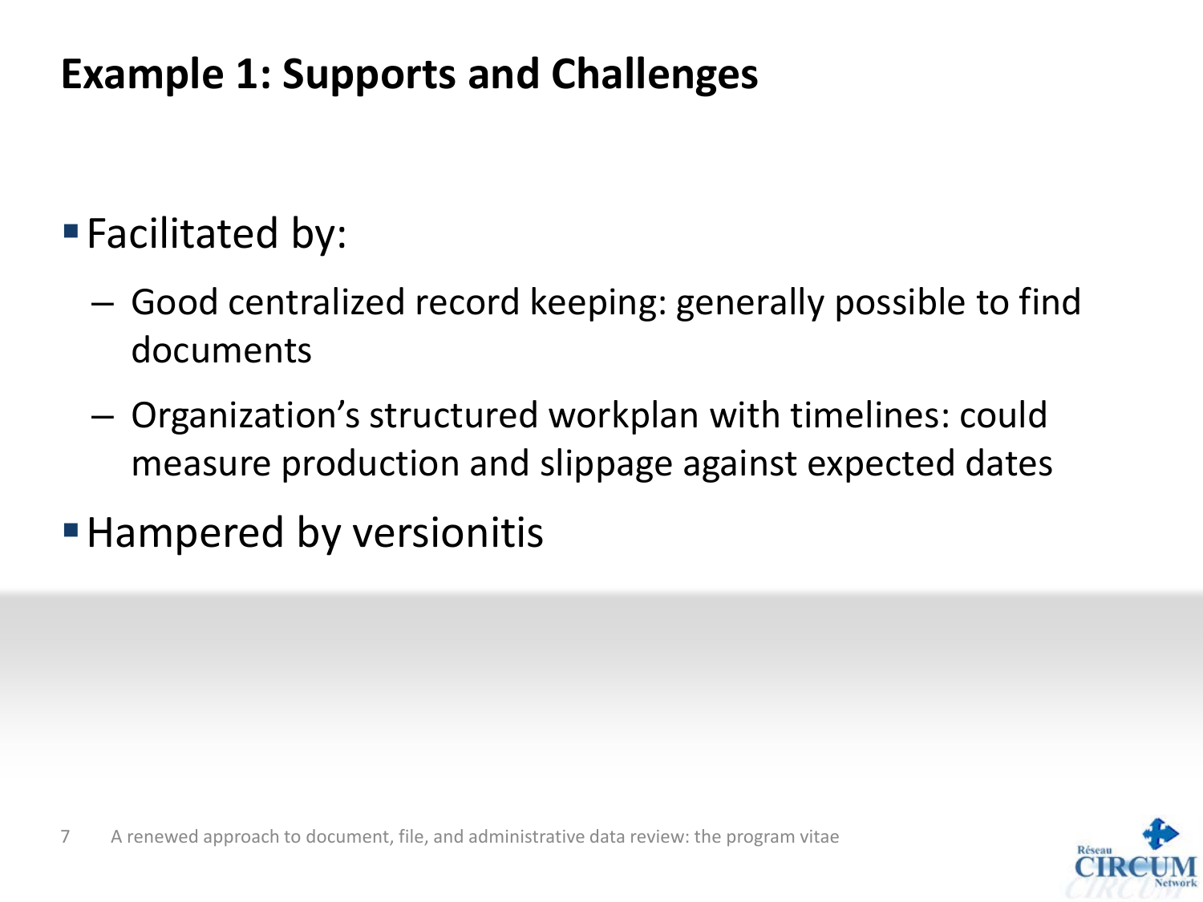## Example 1: Supports and Challenges

- Facilitated by:
  - Good centralized record keeping: generally possible to find documents
  - Organization's structured workplan with timelines: could measure production and slippage against expected dates
- Hampered by versionitis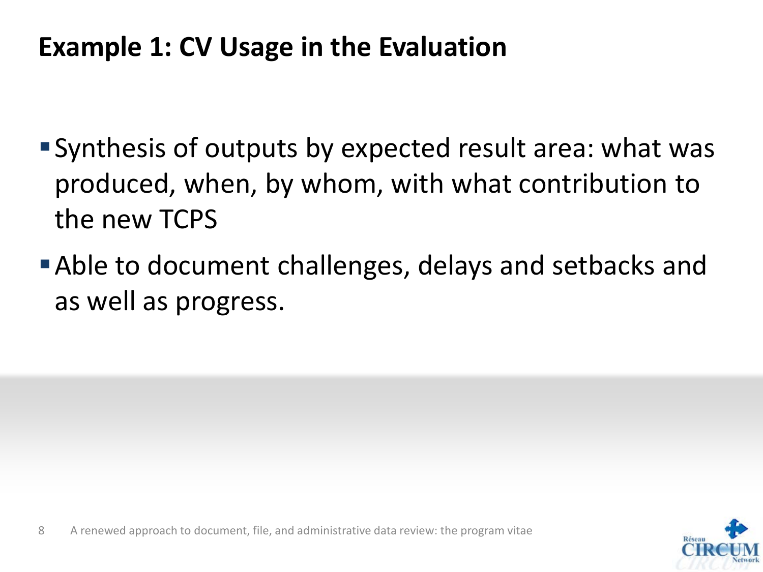# Example 1: CV Usage in the Evaluation

- Synthesis of outputs by expected result area: what was produced, when, by whom, with what contribution to the new TCPS
- Able to document challenges, delays and setbacks and as well as progress.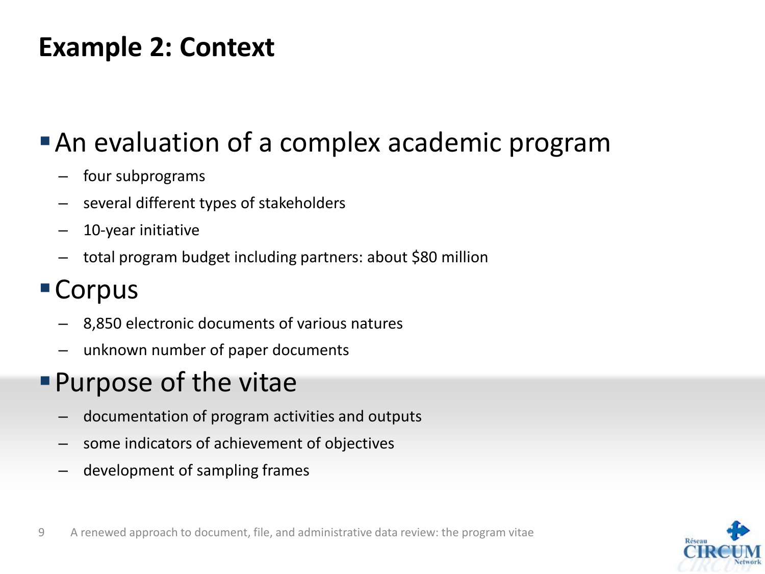# Example 2: Context

- An evaluation of a complex academic program
  - four subprograms
  - several different types of stakeholders
  - 10-year initiative
  - total program budget including partners: about $80 million
- Corpus
  - 8,850 electronic documents of various natures
  - unknown number of paper documents
- Purpose of the vitae
  - documentation of program activities and outputs
  - some indicators of achievement of objectives
  - development of sampling frames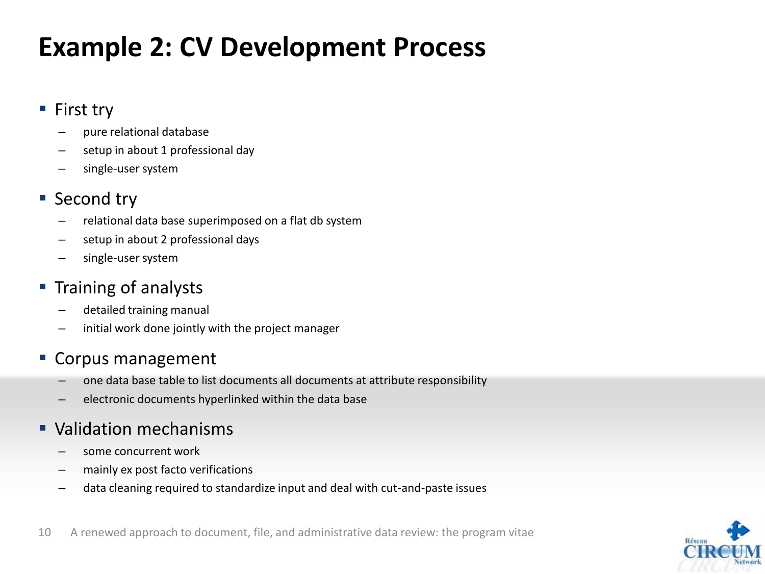# Example 2: CV Development Process

- First try
  - pure relational database
  - setup in about 1 professional day
  - single-user system
- Second try
  - relational data base superimposed on a flat db system
  - setup in about 2 professional days
  - single-user system
- Training of analysts
  - detailed training manual
  - initial work done jointly with the project manager
- Corpus management
  - one data base table to list documents all documents at attribute responsibility
  - electronic documents hyperlinked within the data base
- Validation mechanisms
  - some concurrent work
  - mainly ex post facto verifications
  - data cleaning required to standardize input and deal with cut-and-paste issues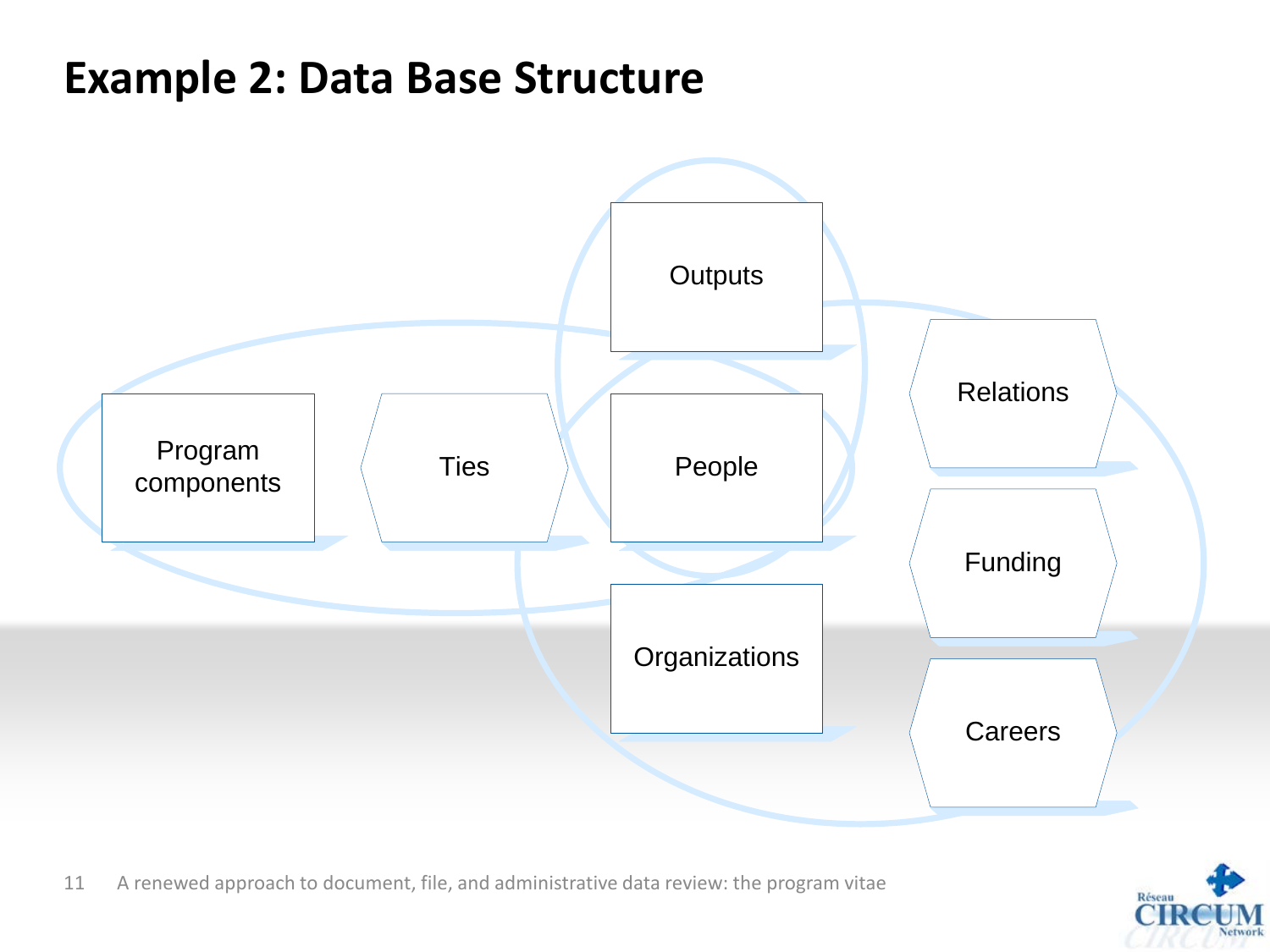# Example 2: Data Base Structure

Outputs

Program components

Ties

People

Relations

Funding

Organizations

Careers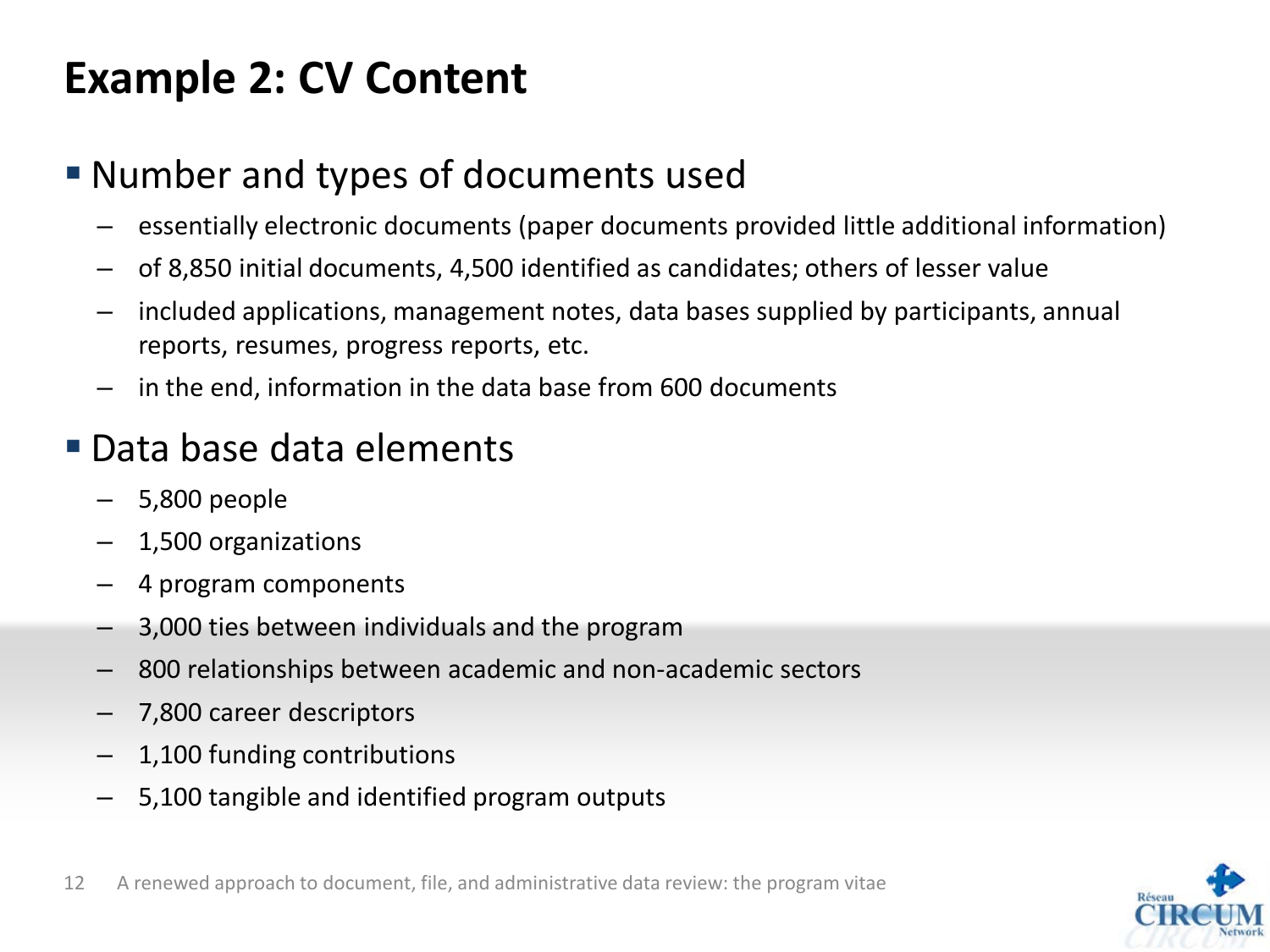# Example 2: CV Content

- Number and types of documents used
  - essentially electronic documents (paper documents provided little additional information)
  - of 8,850 initial documents, 4,500 identified as candidates; others of lesser value
  - included applications, management notes, data bases supplied by participants, annual reports, resumes, progress reports, etc.
  - in the end, information in the data base from 600 documents
- Data base data elements
  - 5,800 people
  - 1,500 organizations
  - 4 program components
  - 3,000 ties between individuals and the program
  - 800 relationships between academic and non-academic sectors
  - 7,800 career descriptors
  - 1,100 funding contributions
  - 5,100 tangible and identified program outputs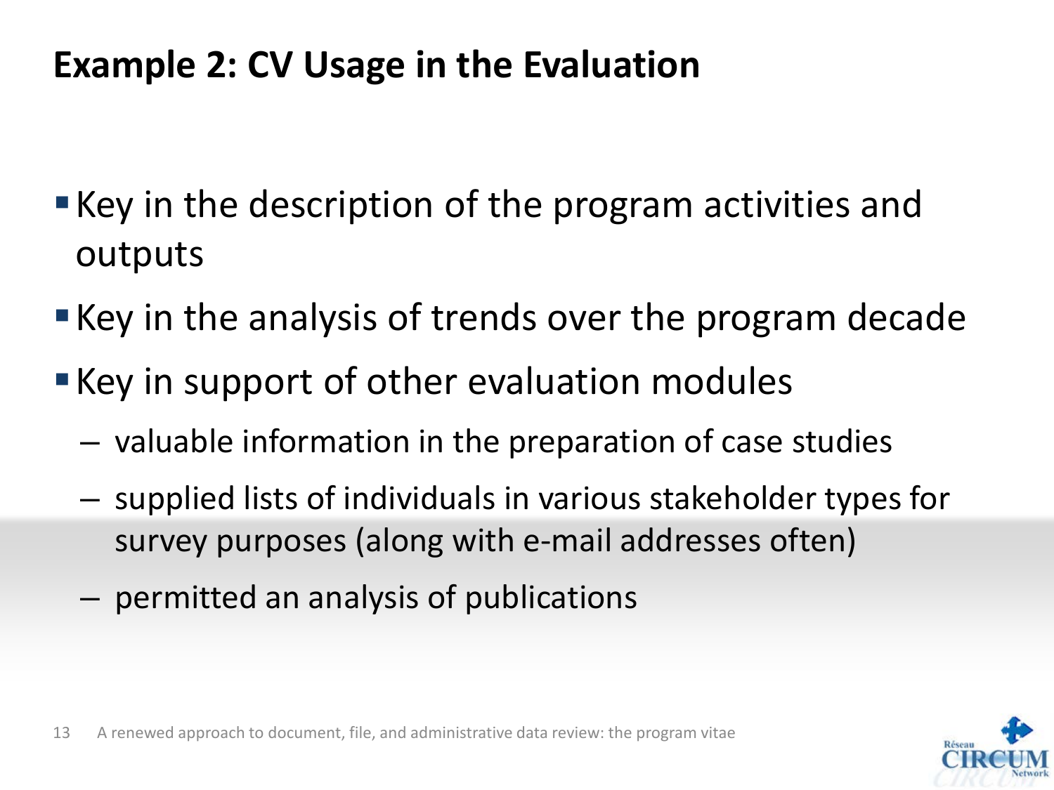## Example 2: CV Usage in the Evaluation

- Key in the description of the program activities and outputs
- Key in the analysis of trends over the program decade
- Key in support of other evaluation modules
  - valuable information in the preparation of case studies
  - supplied lists of individuals in various stakeholder types for survey purposes (along with e-mail addresses often)
  - permitted an analysis of publications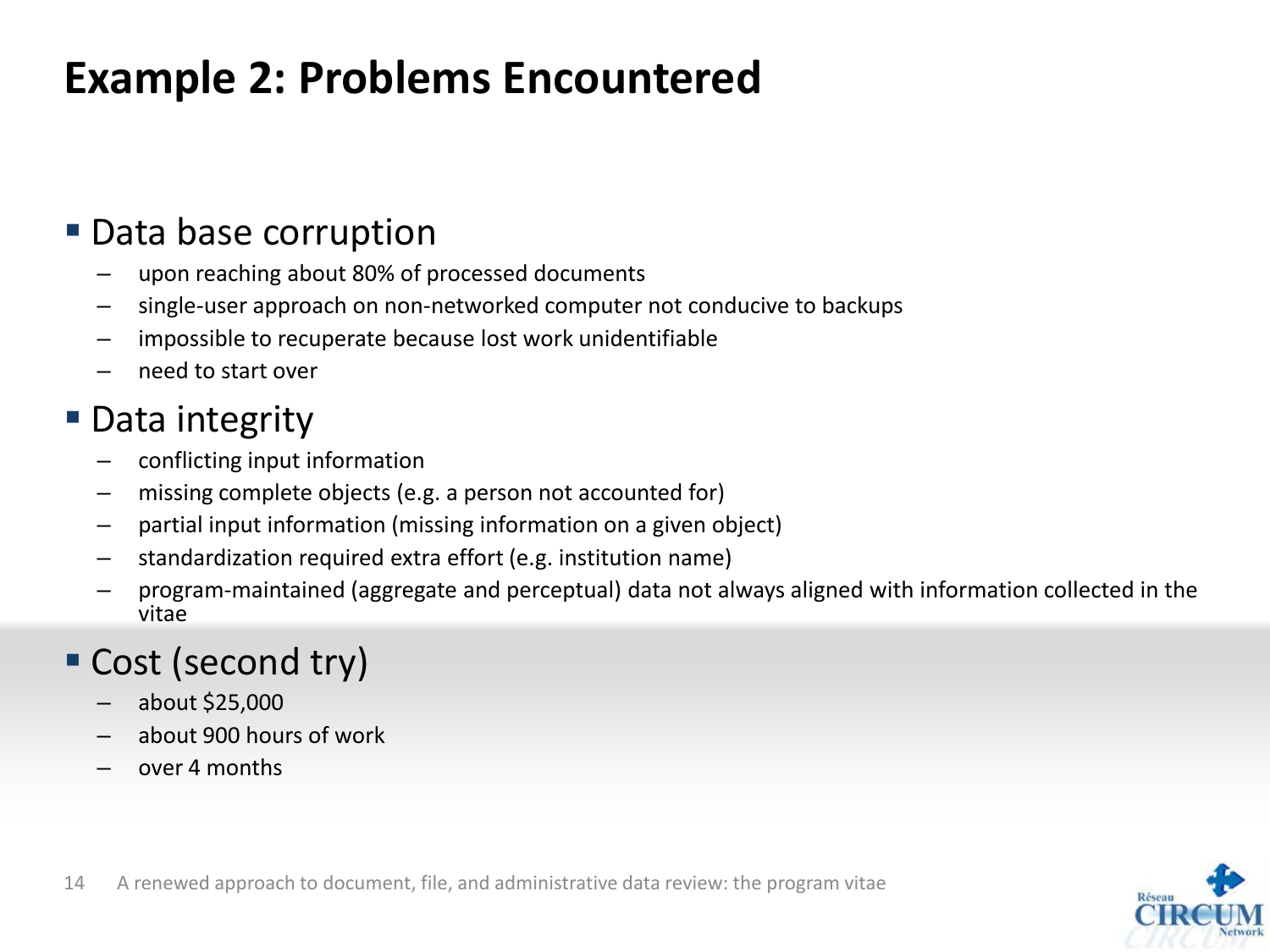# Example 2: Problems Encountered

- Data base corruption
  - upon reaching about 80% of processed documents
  - single-user approach on non-networked computer not conducive to backups
  - impossible to recuperate because lost work unidentifiable
  - need to start over
- Data integrity
  - conflicting input information
  - missing complete objects (e.g. a person not accounted for)
  - partial input information (missing information on a given object)
  - standardization required extra effort (e.g. institution name)
  - program-maintained (aggregate and perceptual) data not always aligned with information collected in the vitae
- Cost (second try)
  - about $25,000
  - about 900 hours of work
  - over 4 months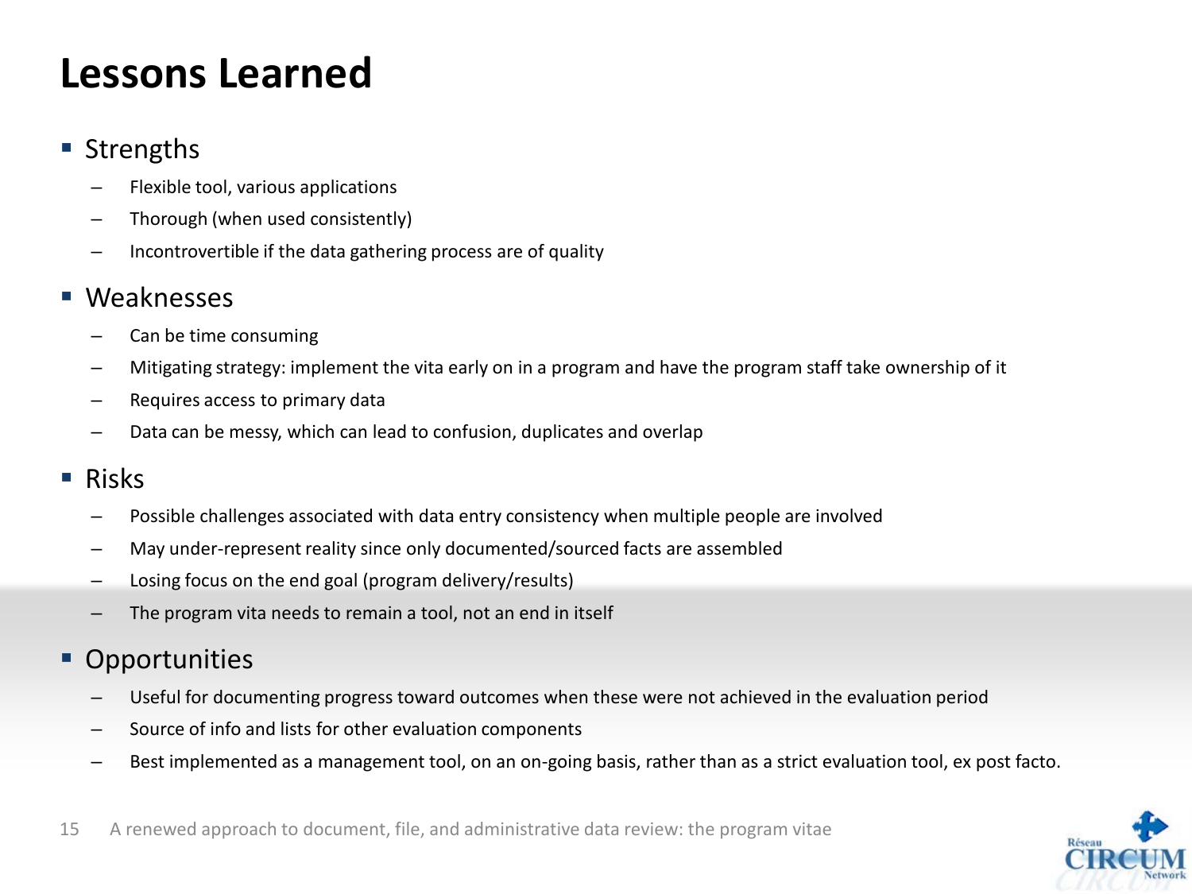# Lessons Learned

- Strengths
  - Flexible tool, various applications
  - Thorough (when used consistently)
  - Incontrovertible if the data gathering process are of quality
- Weaknesses
  - Can be time consuming
  - Mitigating strategy: implement the vita early on in a program and have the program staff take ownership of it
  - Requires access to primary data
  - Data can be messy, which can lead to confusion, duplicates and overlap
- Risks
  - Possible challenges associated with data entry consistency when multiple people are involved
  - May under-represent reality since only documented/sourced facts are assembled
  - Losing focus on the end goal (program delivery/results)
  - The program vita needs to remain a tool, not an end in itself
- Opportunities
  - Useful for documenting progress toward outcomes when these were not achieved in the evaluation period
  - Source of info and lists for other evaluation components
  - Best implemented as a management tool, on an on-going basis, rather than as a strict evaluation tool, ex post facto.